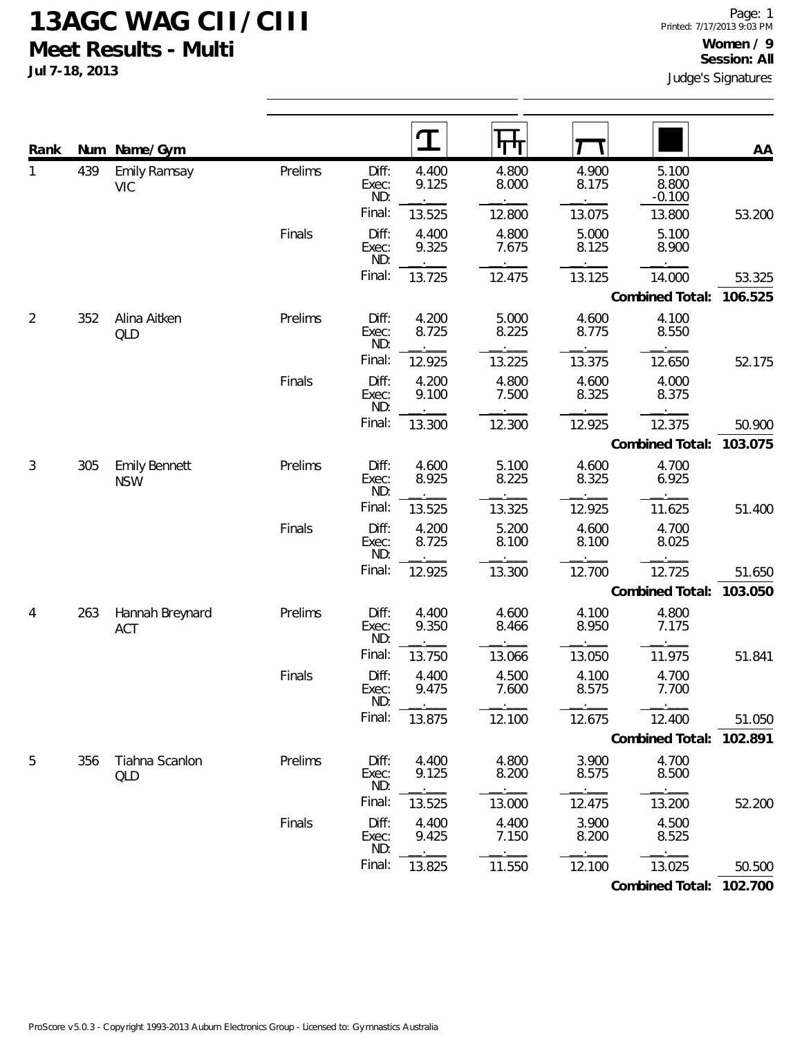# 13AGC WAG CII/CIII

## Meet Results - Multi

**Jul 7-18, 2013**

Printed: 7/17/2013 9:03 PM

**Women / 9**
**Session: All**

Judge's Signatures

| Rank | Num | Name/Gym | | | Vault | Bars | Beam | Floor | AA |
|---|---|---|---|---|---|---|---|---|---|
| 1 | 439 | Emily Ramsay VIC | Prelims | Diff: | 4.400 | 4.800 | 4.900 | 5.100 | |
| | | | | Exec: | 9.125 | 8.000 | 8.175 | 8.800 | |
| | | | | ND: | | | | -0.100 | |
| | | | | Final: | 13.525 | 12.800 | 13.075 | 13.800 | 53.200 |
| | | | Finals | Diff: | 4.400 | 4.800 | 5.000 | 5.100 | |
| | | | | Exec: | 9.325 | 7.675 | 8.125 | 8.900 | |
| | | | | ND: | | | | | |
| | | | | Final: | 13.725 | 12.475 | 13.125 | 14.000 | 53.325 |
| | | | | | | | | **Combined Total:** | **106.525** |
| 2 | 352 | Alina Aitken QLD | Prelims | Diff: | 4.200 | 5.000 | 4.600 | 4.100 | |
| | | | | Exec: | 8.725 | 8.225 | 8.775 | 8.550 | |
| | | | | ND: | | | | | |
| | | | | Final: | 12.925 | 13.225 | 13.375 | 12.650 | 52.175 |
| | | | Finals | Diff: | 4.200 | 4.800 | 4.600 | 4.000 | |
| | | | | Exec: | 9.100 | 7.500 | 8.325 | 8.375 | |
| | | | | ND: | | | | | |
| | | | | Final: | 13.300 | 12.300 | 12.925 | 12.375 | 50.900 |
| | | | | | | | | **Combined Total:** | **103.075** |
| 3 | 305 | Emily Bennett NSW | Prelims | Diff: | 4.600 | 5.100 | 4.600 | 4.700 | |
| | | | | Exec: | 8.925 | 8.225 | 8.325 | 6.925 | |
| | | | | ND: | | | | | |
| | | | | Final: | 13.525 | 13.325 | 12.925 | 11.625 | 51.400 |
| | | | Finals | Diff: | 4.200 | 5.200 | 4.600 | 4.700 | |
| | | | | Exec: | 8.725 | 8.100 | 8.100 | 8.025 | |
| | | | | ND: | | | | | |
| | | | | Final: | 12.925 | 13.300 | 12.700 | 12.725 | 51.650 |
| | | | | | | | | **Combined Total:** | **103.050** |
| 4 | 263 | Hannah Breynard ACT | Prelims | Diff: | 4.400 | 4.600 | 4.100 | 4.800 | |
| | | | | Exec: | 9.350 | 8.466 | 8.950 | 7.175 | |
| | | | | ND: | | | | | |
| | | | | Final: | 13.750 | 13.066 | 13.050 | 11.975 | 51.841 |
| | | | Finals | Diff: | 4.400 | 4.500 | 4.100 | 4.700 | |
| | | | | Exec: | 9.475 | 7.600 | 8.575 | 7.700 | |
| | | | | ND: | | | | | |
| | | | | Final: | 13.875 | 12.100 | 12.675 | 12.400 | 51.050 |
| | | | | | | | | **Combined Total:** | **102.891** |
| 5 | 356 | Tiahna Scanlon QLD | Prelims | Diff: | 4.400 | 4.800 | 3.900 | 4.700 | |
| | | | | Exec: | 9.125 | 8.200 | 8.575 | 8.500 | |
| | | | | ND: | | | | | |
| | | | | Final: | 13.525 | 13.000 | 12.475 | 13.200 | 52.200 |
| | | | Finals | Diff: | 4.400 | 4.400 | 3.900 | 4.500 | |
| | | | | Exec: | 9.425 | 7.150 | 8.200 | 8.525 | |
| | | | | ND: | | | | | |
| | | | | Final: | 13.825 | 11.550 | 12.100 | 13.025 | 50.500 |
| | | | | | | | | **Combined Total:** | **102.700** |

ProScore v5.0.3 - Copyright 1993-2013 Auburn Electronics Group - Licensed to: Gymnastics Australia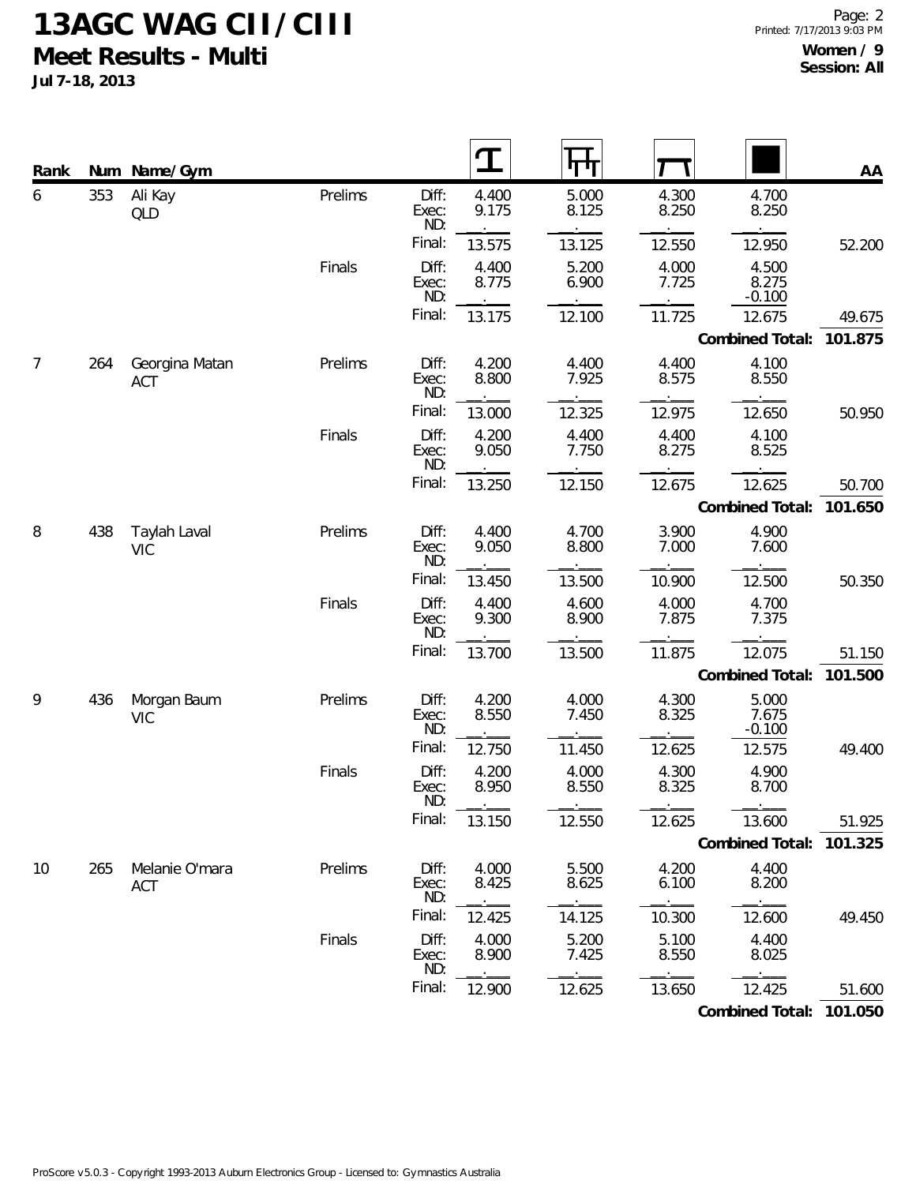# 13AGC WAG CII/CIII

## Meet Results - Multi

**Jul 7-18, 2013**

**Women / 9**
**Session: All**

| Rank | Num | Name/Gym | | | Vault | Bars | Beam | Floor | AA |
|---|---|---|---|---|---|---|---|---|---|
| 6 | 353 | Ali Kay QLD | Prelims | Diff: | 4.400 | 5.000 | 4.300 | 4.700 | |
| | | | | Exec: | 9.175 | 8.125 | 8.250 | 8.250 | |
| | | | | ND: | | | | | |
| | | | | Final: | 13.575 | 13.125 | 12.550 | 12.950 | 52.200 |
| | | | Finals | Diff: | 4.400 | 5.200 | 4.000 | 4.500 | |
| | | | | Exec: | 8.775 | 6.900 | 7.725 | 8.275 | |
| | | | | ND: | | | | -0.100 | |
| | | | | Final: | 13.175 | 12.100 | 11.725 | 12.675 | 49.675 |
| | | | | | | | | **Combined Total:** | **101.875** |
| 7 | 264 | Georgina Matan ACT | Prelims | Diff: | 4.200 | 4.400 | 4.400 | 4.100 | |
| | | | | Exec: | 8.800 | 7.925 | 8.575 | 8.550 | |
| | | | | ND: | | | | | |
| | | | | Final: | 13.000 | 12.325 | 12.975 | 12.650 | 50.950 |
| | | | Finals | Diff: | 4.200 | 4.400 | 4.400 | 4.100 | |
| | | | | Exec: | 9.050 | 7.750 | 8.275 | 8.525 | |
| | | | | ND: | | | | | |
| | | | | Final: | 13.250 | 12.150 | 12.675 | 12.625 | 50.700 |
| | | | | | | | | **Combined Total:** | **101.650** |
| 8 | 438 | Taylah Laval VIC | Prelims | Diff: | 4.400 | 4.700 | 3.900 | 4.900 | |
| | | | | Exec: | 9.050 | 8.800 | 7.000 | 7.600 | |
| | | | | ND: | | | | | |
| | | | | Final: | 13.450 | 13.500 | 10.900 | 12.500 | 50.350 |
| | | | Finals | Diff: | 4.400 | 4.600 | 4.000 | 4.700 | |
| | | | | Exec: | 9.300 | 8.900 | 7.875 | 7.375 | |
| | | | | ND: | | | | | |
| | | | | Final: | 13.700 | 13.500 | 11.875 | 12.075 | 51.150 |
| | | | | | | | | **Combined Total:** | **101.500** |
| 9 | 436 | Morgan Baum VIC | Prelims | Diff: | 4.200 | 4.000 | 4.300 | 5.000 | |
| | | | | Exec: | 8.550 | 7.450 | 8.325 | 7.675 | |
| | | | | ND: | | | | -0.100 | |
| | | | | Final: | 12.750 | 11.450 | 12.625 | 12.575 | 49.400 |
| | | | Finals | Diff: | 4.200 | 4.000 | 4.300 | 4.900 | |
| | | | | Exec: | 8.950 | 8.550 | 8.325 | 8.700 | |
| | | | | ND: | | | | | |
| | | | | Final: | 13.150 | 12.550 | 12.625 | 13.600 | 51.925 |
| | | | | | | | | **Combined Total:** | **101.325** |
| 10 | 265 | Melanie O'mara ACT | Prelims | Diff: | 4.000 | 5.500 | 4.200 | 4.400 | |
| | | | | Exec: | 8.425 | 8.625 | 6.100 | 8.200 | |
| | | | | ND: | | | | | |
| | | | | Final: | 12.425 | 14.125 | 10.300 | 12.600 | 49.450 |
| | | | Finals | Diff: | 4.000 | 5.200 | 5.100 | 4.400 | |
| | | | | Exec: | 8.900 | 7.425 | 8.550 | 8.025 | |
| | | | | ND: | | | | | |
| | | | | Final: | 12.900 | 12.625 | 13.650 | 12.425 | 51.600 |
| | | | | | | | | **Combined Total:** | **101.050** |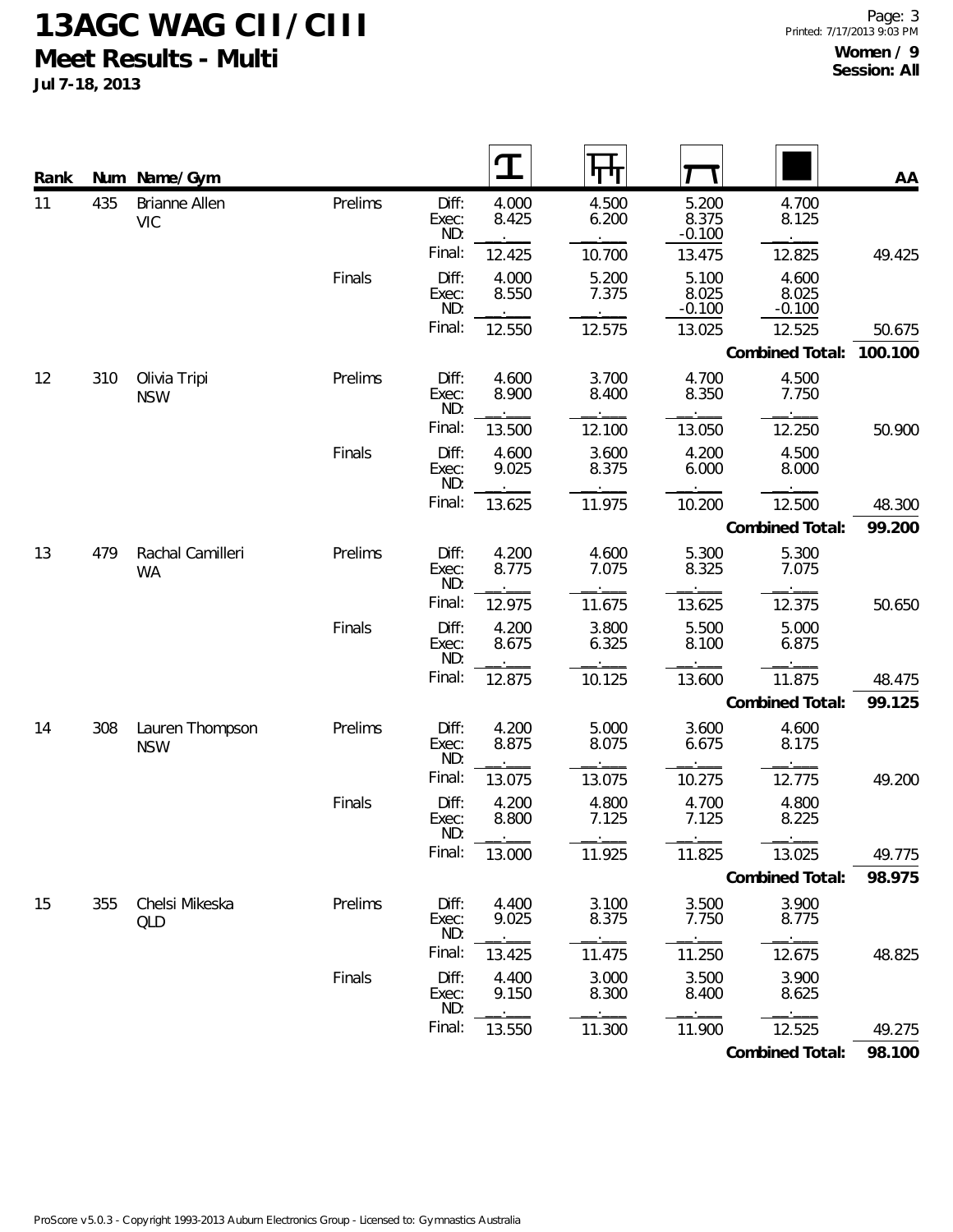# 13AGC WAG CII/CIII

## Meet Results - Multi

Jul 7-18, 2013

**Women / 9**
**Session: All**

| Rank | Num | Name/Gym | | | Vault | Uneven Bars | Beam | Floor | AA |
|---|---|---|---|---|---|---|---|---|---|
| 11 | 435 | Brianne Allen VIC | Prelims | Diff: | 4.000 | 4.500 | 5.200 | 4.700 | |
| | | | | Exec: | 8.425 | 6.200 | 8.375 | 8.125 | |
| | | | | ND: | | | -0.100 | | |
| | | | | Final: | 12.425 | 10.700 | 13.475 | 12.825 | 49.425 |
| | | | Finals | Diff: | 4.000 | 5.200 | 5.100 | 4.600 | |
| | | | | Exec: | 8.550 | 7.375 | 8.025 | 8.025 | |
| | | | | ND: | | | -0.100 | -0.100 | |
| | | | | Final: | 12.550 | 12.575 | 13.025 | 12.525 | 50.675 |
| | | | | | | | | **Combined Total:** | **100.100** |
| 12 | 310 | Olivia Tripi NSW | Prelims | Diff: | 4.600 | 3.700 | 4.700 | 4.500 | |
| | | | | Exec: | 8.900 | 8.400 | 8.350 | 7.750 | |
| | | | | ND: | | | | | |
| | | | | Final: | 13.500 | 12.100 | 13.050 | 12.250 | 50.900 |
| | | | Finals | Diff: | 4.600 | 3.600 | 4.200 | 4.500 | |
| | | | | Exec: | 9.025 | 8.375 | 6.000 | 8.000 | |
| | | | | ND: | | | | | |
| | | | | Final: | 13.625 | 11.975 | 10.200 | 12.500 | 48.300 |
| | | | | | | | | **Combined Total:** | **99.200** |
| 13 | 479 | Rachal Camilleri WA | Prelims | Diff: | 4.200 | 4.600 | 5.300 | 5.300 | |
| | | | | Exec: | 8.775 | 7.075 | 8.325 | 7.075 | |
| | | | | ND: | | | | | |
| | | | | Final: | 12.975 | 11.675 | 13.625 | 12.375 | 50.650 |
| | | | Finals | Diff: | 4.200 | 3.800 | 5.500 | 5.000 | |
| | | | | Exec: | 8.675 | 6.325 | 8.100 | 6.875 | |
| | | | | ND: | | | | | |
| | | | | Final: | 12.875 | 10.125 | 13.600 | 11.875 | 48.475 |
| | | | | | | | | **Combined Total:** | **99.125** |
| 14 | 308 | Lauren Thompson NSW | Prelims | Diff: | 4.200 | 5.000 | 3.600 | 4.600 | |
| | | | | Exec: | 8.875 | 8.075 | 6.675 | 8.175 | |
| | | | | ND: | | | | | |
| | | | | Final: | 13.075 | 13.075 | 10.275 | 12.775 | 49.200 |
| | | | Finals | Diff: | 4.200 | 4.800 | 4.700 | 4.800 | |
| | | | | Exec: | 8.800 | 7.125 | 7.125 | 8.225 | |
| | | | | ND: | | | | | |
| | | | | Final: | 13.000 | 11.925 | 11.825 | 13.025 | 49.775 |
| | | | | | | | | **Combined Total:** | **98.975** |
| 15 | 355 | Chelsi Mikeska QLD | Prelims | Diff: | 4.400 | 3.100 | 3.500 | 3.900 | |
| | | | | Exec: | 9.025 | 8.375 | 7.750 | 8.775 | |
| | | | | ND: | | | | | |
| | | | | Final: | 13.425 | 11.475 | 11.250 | 12.675 | 48.825 |
| | | | Finals | Diff: | 4.400 | 3.000 | 3.500 | 3.900 | |
| | | | | Exec: | 9.150 | 8.300 | 8.400 | 8.625 | |
| | | | | ND: | | | | | |
| | | | | Final: | 13.550 | 11.300 | 11.900 | 12.525 | 49.275 |
| | | | | | | | | **Combined Total:** | **98.100** |

ProScore v5.0.3 - Copyright 1993-2013 Auburn Electronics Group - Licensed to: Gymnastics Australia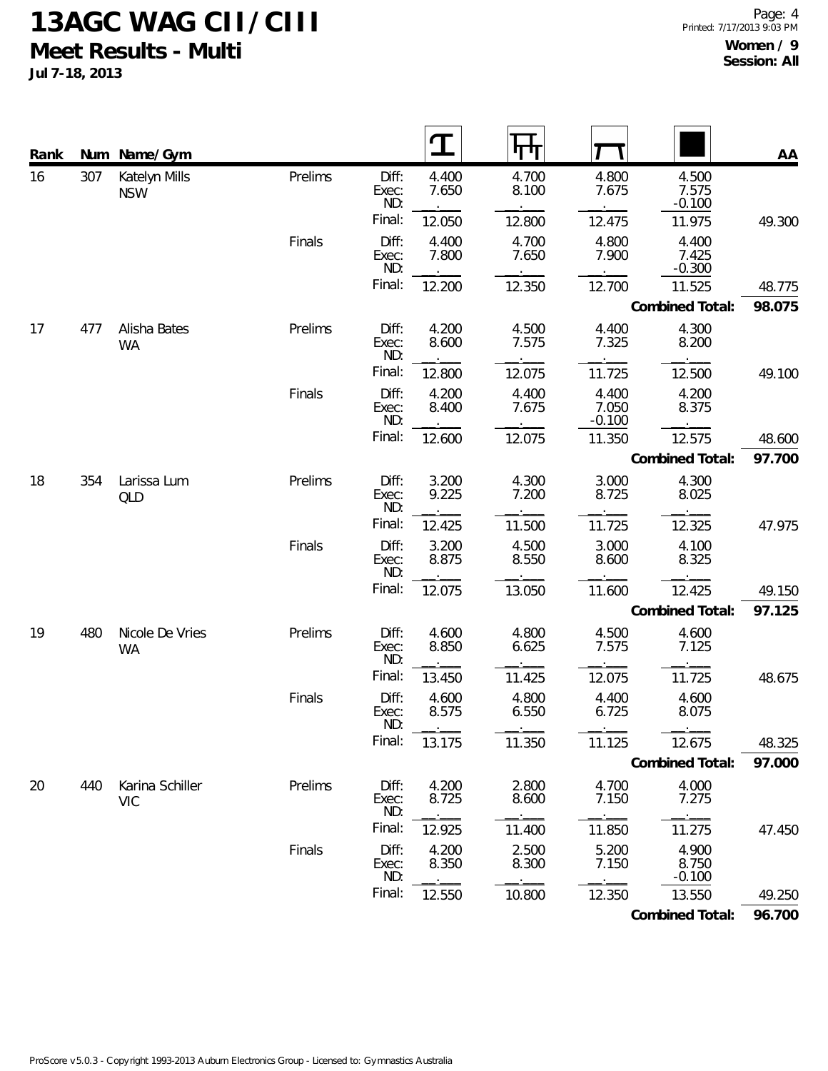# 13AGC WAG CII / CIII

## Meet Results - Multi

Jul 7-18, 2013

Women / 9
Session: All

| Rank | Num | Name/Gym | | | Vault | Bars | Beam | Floor | AA |
|---|---|---|---|---|---|---|---|---|---|
| 16 | 307 | Katelyn Mills NSW | Prelims | Diff: | 4.400 | 4.700 | 4.800 | 4.500 | |
| | | | | Exec: | 7.650 | 8.100 | 7.675 | 7.575 | |
| | | | | ND: | | | | -0.100 | |
| | | | | Final: | 12.050 | 12.800 | 12.475 | 11.975 | 49.300 |
| | | | Finals | Diff: | 4.400 | 4.700 | 4.800 | 4.400 | |
| | | | | Exec: | 7.800 | 7.650 | 7.900 | 7.425 | |
| | | | | ND: | | | | -0.300 | |
| | | | | Final: | 12.200 | 12.350 | 12.700 | 11.525 | 48.775 |
| | | | | | | | | **Combined Total:** | **98.075** |
| 17 | 477 | Alisha Bates WA | Prelims | Diff: | 4.200 | 4.500 | 4.400 | 4.300 | |
| | | | | Exec: | 8.600 | 7.575 | 7.325 | 8.200 | |
| | | | | ND: | | | | | |
| | | | | Final: | 12.800 | 12.075 | 11.725 | 12.500 | 49.100 |
| | | | Finals | Diff: | 4.200 | 4.400 | 4.400 | 4.200 | |
| | | | | Exec: | 8.400 | 7.675 | 7.050 | 8.375 | |
| | | | | ND: | | | -0.100 | | |
| | | | | Final: | 12.600 | 12.075 | 11.350 | 12.575 | 48.600 |
| | | | | | | | | **Combined Total:** | **97.700** |
| 18 | 354 | Larissa Lum QLD | Prelims | Diff: | 3.200 | 4.300 | 3.000 | 4.300 | |
| | | | | Exec: | 9.225 | 7.200 | 8.725 | 8.025 | |
| | | | | ND: | | | | | |
| | | | | Final: | 12.425 | 11.500 | 11.725 | 12.325 | 47.975 |
| | | | Finals | Diff: | 3.200 | 4.500 | 3.000 | 4.100 | |
| | | | | Exec: | 8.875 | 8.550 | 8.600 | 8.325 | |
| | | | | ND: | | | | | |
| | | | | Final: | 12.075 | 13.050 | 11.600 | 12.425 | 49.150 |
| | | | | | | | | **Combined Total:** | **97.125** |
| 19 | 480 | Nicole De Vries WA | Prelims | Diff: | 4.600 | 4.800 | 4.500 | 4.600 | |
| | | | | Exec: | 8.850 | 6.625 | 7.575 | 7.125 | |
| | | | | ND: | | | | | |
| | | | | Final: | 13.450 | 11.425 | 12.075 | 11.725 | 48.675 |
| | | | Finals | Diff: | 4.600 | 4.800 | 4.400 | 4.600 | |
| | | | | Exec: | 8.575 | 6.550 | 6.725 | 8.075 | |
| | | | | ND: | | | | | |
| | | | | Final: | 13.175 | 11.350 | 11.125 | 12.675 | 48.325 |
| | | | | | | | | **Combined Total:** | **97.000** |
| 20 | 440 | Karina Schiller VIC | Prelims | Diff: | 4.200 | 2.800 | 4.700 | 4.000 | |
| | | | | Exec: | 8.725 | 8.600 | 7.150 | 7.275 | |
| | | | | ND: | | | | | |
| | | | | Final: | 12.925 | 11.400 | 11.850 | 11.275 | 47.450 |
| | | | Finals | Diff: | 4.200 | 2.500 | 5.200 | 4.900 | |
| | | | | Exec: | 8.350 | 8.300 | 7.150 | 8.750 | |
| | | | | ND: | | | | -0.100 | |
| | | | | Final: | 12.550 | 10.800 | 12.350 | 13.550 | 49.250 |
| | | | | | | | | **Combined Total:** | **96.700** |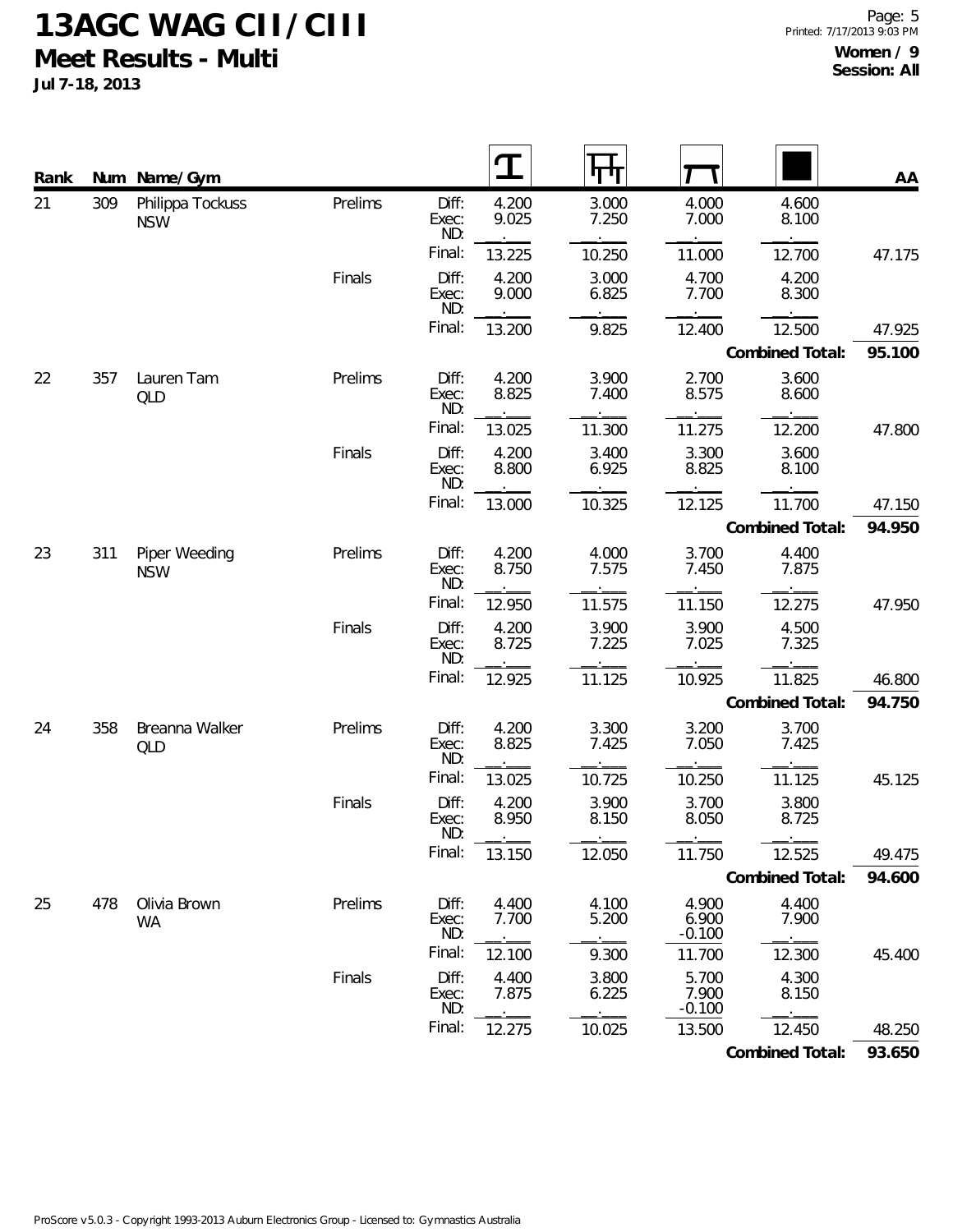# 13AGC WAG CII/CIII

## Meet Results - Multi

**Jul 7-18, 2013**

**Women / 9**
**Session: All**

| Rank | Num | Name/Gym | | | Vault | Bars | Beam | Floor | AA |
|---|---|---|---|---|---|---|---|---|---|
| 21 | 309 | Philippa Tockuss NSW | Prelims | Diff: | 4.200 | 3.000 | 4.000 | 4.600 | |
| | | | | Exec: | 9.025 | 7.250 | 7.000 | 8.100 | |
| | | | | ND: | | | | | |
| | | | | Final: | 13.225 | 10.250 | 11.000 | 12.700 | 47.175 |
| | | | Finals | Diff: | 4.200 | 3.000 | 4.700 | 4.200 | |
| | | | | Exec: | 9.000 | 6.825 | 7.700 | 8.300 | |
| | | | | ND: | | | | | |
| | | | | Final: | 13.200 | 9.825 | 12.400 | 12.500 | 47.925 |
| | | | | | | | | **Combined Total:** | **95.100** |
| 22 | 357 | Lauren Tam QLD | Prelims | Diff: | 4.200 | 3.900 | 2.700 | 3.600 | |
| | | | | Exec: | 8.825 | 7.400 | 8.575 | 8.600 | |
| | | | | ND: | | | | | |
| | | | | Final: | 13.025 | 11.300 | 11.275 | 12.200 | 47.800 |
| | | | Finals | Diff: | 4.200 | 3.400 | 3.300 | 3.600 | |
| | | | | Exec: | 8.800 | 6.925 | 8.825 | 8.100 | |
| | | | | ND: | | | | | |
| | | | | Final: | 13.000 | 10.325 | 12.125 | 11.700 | 47.150 |
| | | | | | | | | **Combined Total:** | **94.950** |
| 23 | 311 | Piper Weeding NSW | Prelims | Diff: | 4.200 | 4.000 | 3.700 | 4.400 | |
| | | | | Exec: | 8.750 | 7.575 | 7.450 | 7.875 | |
| | | | | ND: | | | | | |
| | | | | Final: | 12.950 | 11.575 | 11.150 | 12.275 | 47.950 |
| | | | Finals | Diff: | 4.200 | 3.900 | 3.900 | 4.500 | |
| | | | | Exec: | 8.725 | 7.225 | 7.025 | 7.325 | |
| | | | | ND: | | | | | |
| | | | | Final: | 12.925 | 11.125 | 10.925 | 11.825 | 46.800 |
| | | | | | | | | **Combined Total:** | **94.750** |
| 24 | 358 | Breanna Walker QLD | Prelims | Diff: | 4.200 | 3.300 | 3.200 | 3.700 | |
| | | | | Exec: | 8.825 | 7.425 | 7.050 | 7.425 | |
| | | | | ND: | | | | | |
| | | | | Final: | 13.025 | 10.725 | 10.250 | 11.125 | 45.125 |
| | | | Finals | Diff: | 4.200 | 3.900 | 3.700 | 3.800 | |
| | | | | Exec: | 8.950 | 8.150 | 8.050 | 8.725 | |
| | | | | ND: | | | | | |
| | | | | Final: | 13.150 | 12.050 | 11.750 | 12.525 | 49.475 |
| | | | | | | | | **Combined Total:** | **94.600** |
| 25 | 478 | Olivia Brown WA | Prelims | Diff: | 4.400 | 4.100 | 4.900 | 4.400 | |
| | | | | Exec: | 7.700 | 5.200 | 6.900 | 7.900 | |
| | | | | ND: | | | -0.100 | | |
| | | | | Final: | 12.100 | 9.300 | 11.700 | 12.300 | 45.400 |
| | | | Finals | Diff: | 4.400 | 3.800 | 5.700 | 4.300 | |
| | | | | Exec: | 7.875 | 6.225 | 7.900 | 8.150 | |
| | | | | ND: | | | -0.100 | | |
| | | | | Final: | 12.275 | 10.025 | 13.500 | 12.450 | 48.250 |
| | | | | | | | | **Combined Total:** | **93.650** |

ProScore v5.0.3 - Copyright 1993-2013 Auburn Electronics Group - Licensed to: Gymnastics Australia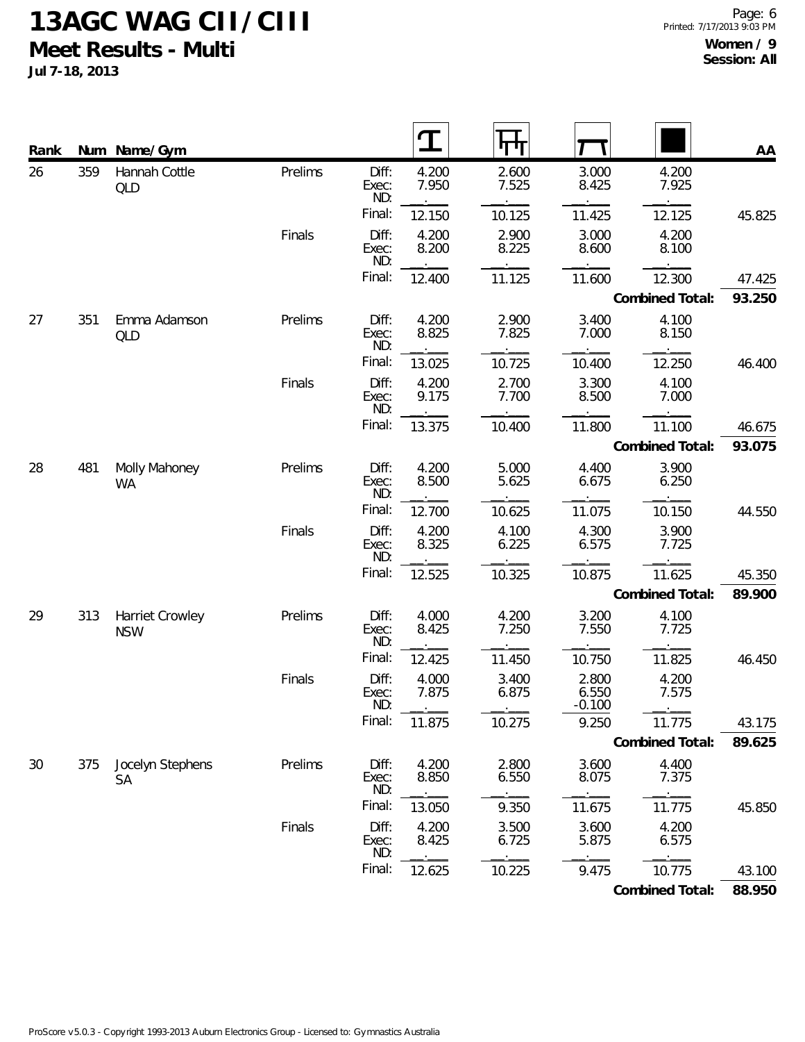# 13AGC WAG CII / CIII

## Meet Results - Multi

**Jul 7-18, 2013**

**Women / 9**
**Session: All**

| Rank | Num | Name / Gym | | | Vault | Bars | Beam | Floor | AA |
|---|---|---|---|---|---|---|---|---|---|
| 26 | 359 | Hannah Cottle QLD | Prelims | Diff: | 4.200 | 2.600 | 3.000 | 4.200 | |
| | | | | Exec: | 7.950 | 7.525 | 8.425 | 7.925 | |
| | | | | ND: | | | | | |
| | | | | Final: | 12.150 | 10.125 | 11.425 | 12.125 | 45.825 |
| | | | Finals | Diff: | 4.200 | 2.900 | 3.000 | 4.200 | |
| | | | | Exec: | 8.200 | 8.225 | 8.600 | 8.100 | |
| | | | | ND: | | | | | |
| | | | | Final: | 12.400 | 11.125 | 11.600 | 12.300 | 47.425 |
| | | | | | | | | **Combined Total:** | **93.250** |
| 27 | 351 | Emma Adamson QLD | Prelims | Diff: | 4.200 | 2.900 | 3.400 | 4.100 | |
| | | | | Exec: | 8.825 | 7.825 | 7.000 | 8.150 | |
| | | | | ND: | | | | | |
| | | | | Final: | 13.025 | 10.725 | 10.400 | 12.250 | 46.400 |
| | | | Finals | Diff: | 4.200 | 2.700 | 3.300 | 4.100 | |
| | | | | Exec: | 9.175 | 7.700 | 8.500 | 7.000 | |
| | | | | ND: | | | | | |
| | | | | Final: | 13.375 | 10.400 | 11.800 | 11.100 | 46.675 |
| | | | | | | | | **Combined Total:** | **93.075** |
| 28 | 481 | Molly Mahoney WA | Prelims | Diff: | 4.200 | 5.000 | 4.400 | 3.900 | |
| | | | | Exec: | 8.500 | 5.625 | 6.675 | 6.250 | |
| | | | | ND: | | | | | |
| | | | | Final: | 12.700 | 10.625 | 11.075 | 10.150 | 44.550 |
| | | | Finals | Diff: | 4.200 | 4.100 | 4.300 | 3.900 | |
| | | | | Exec: | 8.325 | 6.225 | 6.575 | 7.725 | |
| | | | | ND: | | | | | |
| | | | | Final: | 12.525 | 10.325 | 10.875 | 11.625 | 45.350 |
| | | | | | | | | **Combined Total:** | **89.900** |
| 29 | 313 | Harriet Crowley NSW | Prelims | Diff: | 4.000 | 4.200 | 3.200 | 4.100 | |
| | | | | Exec: | 8.425 | 7.250 | 7.550 | 7.725 | |
| | | | | ND: | | | | | |
| | | | | Final: | 12.425 | 11.450 | 10.750 | 11.825 | 46.450 |
| | | | Finals | Diff: | 4.000 | 3.400 | 2.800 | 4.200 | |
| | | | | Exec: | 7.875 | 6.875 | 6.550 | 7.575 | |
| | | | | ND: | | | -0.100 | | |
| | | | | Final: | 11.875 | 10.275 | 9.250 | 11.775 | 43.175 |
| | | | | | | | | **Combined Total:** | **89.625** |
| 30 | 375 | Jocelyn Stephens SA | Prelims | Diff: | 4.200 | 2.800 | 3.600 | 4.400 | |
| | | | | Exec: | 8.850 | 6.550 | 8.075 | 7.375 | |
| | | | | ND: | | | | | |
| | | | | Final: | 13.050 | 9.350 | 11.675 | 11.775 | 45.850 |
| | | | Finals | Diff: | 4.200 | 3.500 | 3.600 | 4.200 | |
| | | | | Exec: | 8.425 | 6.725 | 5.875 | 6.575 | |
| | | | | ND: | | | | | |
| | | | | Final: | 12.625 | 10.225 | 9.475 | 10.775 | 43.100 |
| | | | | | | | | **Combined Total:** | **88.950** |

ProScore v5.0.3 - Copyright 1993-2013 Auburn Electronics Group - Licensed to: Gymnastics Australia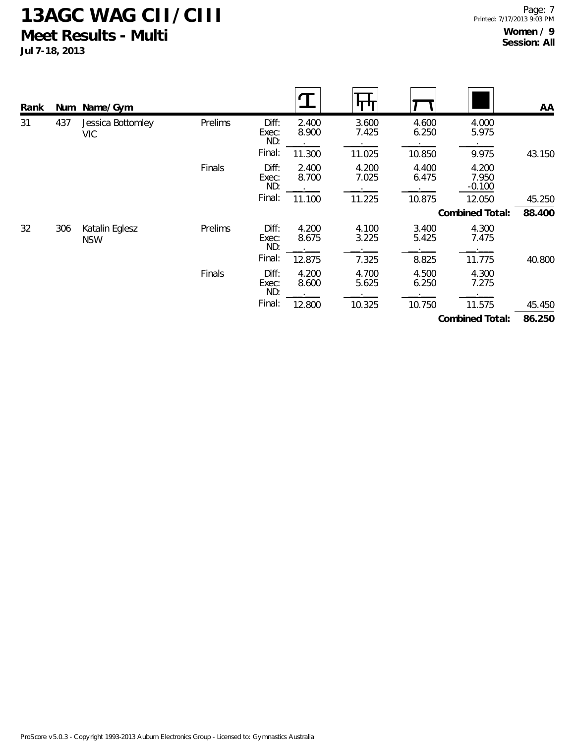# 13AGC WAG CII/CIII

## Meet Results - Multi

**Jul 7-18, 2013**

**Women / 9**
**Session: All**

| Rank | Num | Name/Gym | | | Vault | Bars | Beam | Floor | AA |
|---|---|---|---|---|---|---|---|---|---|
| 31 | 437 | Jessica Bottomley VIC | Prelims | Diff: | 2.400 | 3.600 | 4.600 | 4.000 | |
| | | | | Exec: | 8.900 | 7.425 | 6.250 | 5.975 | |
| | | | | ND: | | | | | |
| | | | | Final: | 11.300 | 11.025 | 10.850 | 9.975 | 43.150 |
| | | | Finals | Diff: | 2.400 | 4.200 | 4.400 | 4.200 | |
| | | | | Exec: | 8.700 | 7.025 | 6.475 | 7.950 | |
| | | | | ND: | | | | -0.100 | |
| | | | | Final: | 11.100 | 11.225 | 10.875 | 12.050 | 45.250 |
| | | | | | | | | **Combined Total:** | **88.400** |
| 32 | 306 | Katalin Eglesz NSW | Prelims | Diff: | 4.200 | 4.100 | 3.400 | 4.300 | |
| | | | | Exec: | 8.675 | 3.225 | 5.425 | 7.475 | |
| | | | | ND: | | | | | |
| | | | | Final: | 12.875 | 7.325 | 8.825 | 11.775 | 40.800 |
| | | | Finals | Diff: | 4.200 | 4.700 | 4.500 | 4.300 | |
| | | | | Exec: | 8.600 | 5.625 | 6.250 | 7.275 | |
| | | | | ND: | | | | | |
| | | | | Final: | 12.800 | 10.325 | 10.750 | 11.575 | 45.450 |
| | | | | | | | | **Combined Total:** | **86.250** |

ProScore v5.0.3 - Copyright 1993-2013 Auburn Electronics Group - Licensed to: Gymnastics Australia